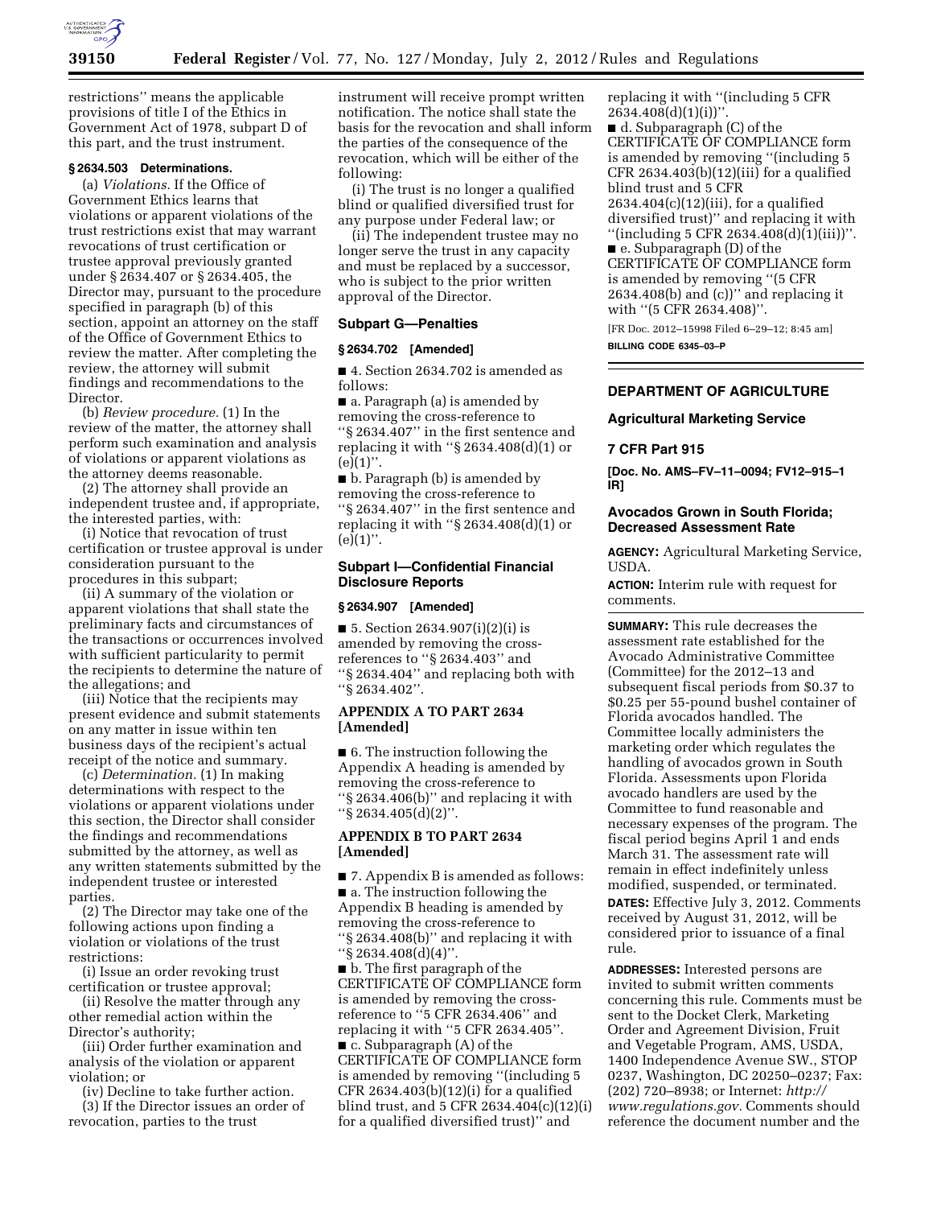restrictions'' means the applicable provisions of title I of the Ethics in Government Act of 1978, subpart D of this part, and the trust instrument.

### § 2634.503 Determinations.

(a) *Violations.* If the Office of Government Ethics learns that violations or apparent violations of the trust restrictions exist that may warrant revocations of trust certification or trustee approval previously granted under § 2634.407 or § 2634.405, the Director may, pursuant to the procedure specified in paragraph (b) of this section, appoint an attorney on the staff of the Office of Government Ethics to review the matter. After completing the review, the attorney will submit findings and recommendations to the Director.

(b) *Review procedure.* (1) In the review of the matter, the attorney shall perform such examination and analysis of violations or apparent violations as the attorney deems reasonable.

(2) The attorney shall provide an independent trustee and, if appropriate, the interested parties, with:

(i) Notice that revocation of trust certification or trustee approval is under consideration pursuant to the procedures in this subpart;

(ii) A summary of the violation or apparent violations that shall state the preliminary facts and circumstances of the transactions or occurrences involved with sufficient particularity to permit the recipients to determine the nature of the allegations; and

(iii) Notice that the recipients may present evidence and submit statements on any matter in issue within ten business days of the recipient's actual receipt of the notice and summary.

(c) *Determination.* (1) In making determinations with respect to the violations or apparent violations under this section, the Director shall consider the findings and recommendations submitted by the attorney, as well as any written statements submitted by the independent trustee or interested parties.

(2) The Director may take one of the following actions upon finding a violation or violations of the trust restrictions:

(i) Issue an order revoking trust certification or trustee approval;

(ii) Resolve the matter through any other remedial action within the Director's authority;

(iii) Order further examination and analysis of the violation or apparent violation; or

(iv) Decline to take further action.

(3) If the Director issues an order of revocation, parties to the trust instrument will receive prompt written notification. The notice shall state the basis for the revocation and shall inform the parties of the consequence of the revocation, which will be either of the following:

(i) The trust is no longer a qualified blind or qualified diversified trust for any purpose under Federal law; or

(ii) The independent trustee may no longer serve the trust in any capacity and must be replaced by a successor, who is subject to the prior written approval of the Director.

## Subpart G—Penalties

### § 2634.702 [Amended]

■ 4. Section 2634.702 is amended as follows:

■ a. Paragraph (a) is amended by removing the cross-reference to ''§ 2634.407'' in the first sentence and replacing it with ''§ 2634.408(d)(1) or (e)(1)''.

■ b. Paragraph (b) is amended by removing the cross-reference to ''§ 2634.407'' in the first sentence and replacing it with ''§ 2634.408(d)(1) or (e)(1)''.

## Subpart I—Confidential Financial Disclosure Reports

### § 2634.907 [Amended]

■ 5. Section 2634.907(i)(2)(i) is amended by removing the cross-references to ''§ 2634.403'' and ''§ 2634.404'' and replacing both with ''§ 2634.402''.

## APPENDIX A TO PART 2634 [Amended]

■ 6. The instruction following the Appendix A heading is amended by removing the cross-reference to ''§ 2634.406(b)'' and replacing it with ''§ 2634.405(d)(2)''.

## APPENDIX B TO PART 2634 [Amended]

■ 7. Appendix B is amended as follows:

■ a. The instruction following the Appendix B heading is amended by removing the cross-reference to ''§ 2634.408(b)'' and replacing it with ''§ 2634.408(d)(4)''.

■ b. The first paragraph of the CERTIFICATE OF COMPLIANCE form is amended by removing the cross-reference to ''5 CFR 2634.406'' and replacing it with ''5 CFR 2634.405''.

■ c. Subparagraph (A) of the CERTIFICATE OF COMPLIANCE form is amended by removing ''(including 5 CFR 2634.403(b)(12)(i) for a qualified blind trust, and 5 CFR 2634.404(c)(12)(i) for a qualified diversified trust)'' and replacing it with ''(including 5 CFR 2634.408(d)(1)(i))''.

■ d. Subparagraph (C) of the CERTIFICATE OF COMPLIANCE form is amended by removing ''(including 5 CFR 2634.403(b)(12)(iii) for a qualified blind trust and 5 CFR 2634.404(c)(12)(iii), for a qualified diversified trust)'' and replacing it with ''(including 5 CFR 2634.408(d)(1)(iii))''.

■ e. Subparagraph (D) of the CERTIFICATE OF COMPLIANCE form is amended by removing ''(5 CFR 2634.408(b) and (c))'' and replacing it with ''(5 CFR 2634.408)''.

[FR Doc. 2012–15998 Filed 6–29–12; 8:45 am]

**BILLING CODE 6345–03–P**

---

# DEPARTMENT OF AGRICULTURE

## Agricultural Marketing Service

### 7 CFR Part 915

**[Doc. No. AMS–FV–11–0094; FV12–915–1 IR]**

## Avocados Grown in South Florida; Decreased Assessment Rate

**AGENCY:** Agricultural Marketing Service, USDA.

**ACTION:** Interim rule with request for comments.

**SUMMARY:** This rule decreases the assessment rate established for the Avocado Administrative Committee (Committee) for the 2012–13 and subsequent fiscal periods from $0.37 to $0.25 per 55-pound bushel container of Florida avocados handled. The Committee locally administers the marketing order which regulates the handling of avocados grown in South Florida. Assessments upon Florida avocado handlers are used by the Committee to fund reasonable and necessary expenses of the program. The fiscal period begins April 1 and ends March 31. The assessment rate will remain in effect indefinitely unless modified, suspended, or terminated.

**DATES:** Effective July 3, 2012. Comments received by August 31, 2012, will be considered prior to issuance of a final rule.

**ADDRESSES:** Interested persons are invited to submit written comments concerning this rule. Comments must be sent to the Docket Clerk, Marketing Order and Agreement Division, Fruit and Vegetable Program, AMS, USDA, 1400 Independence Avenue SW., STOP 0237, Washington, DC 20250–0237; Fax: (202) 720–8938; or Internet: *http://www.regulations.gov.* Comments should reference the document number and the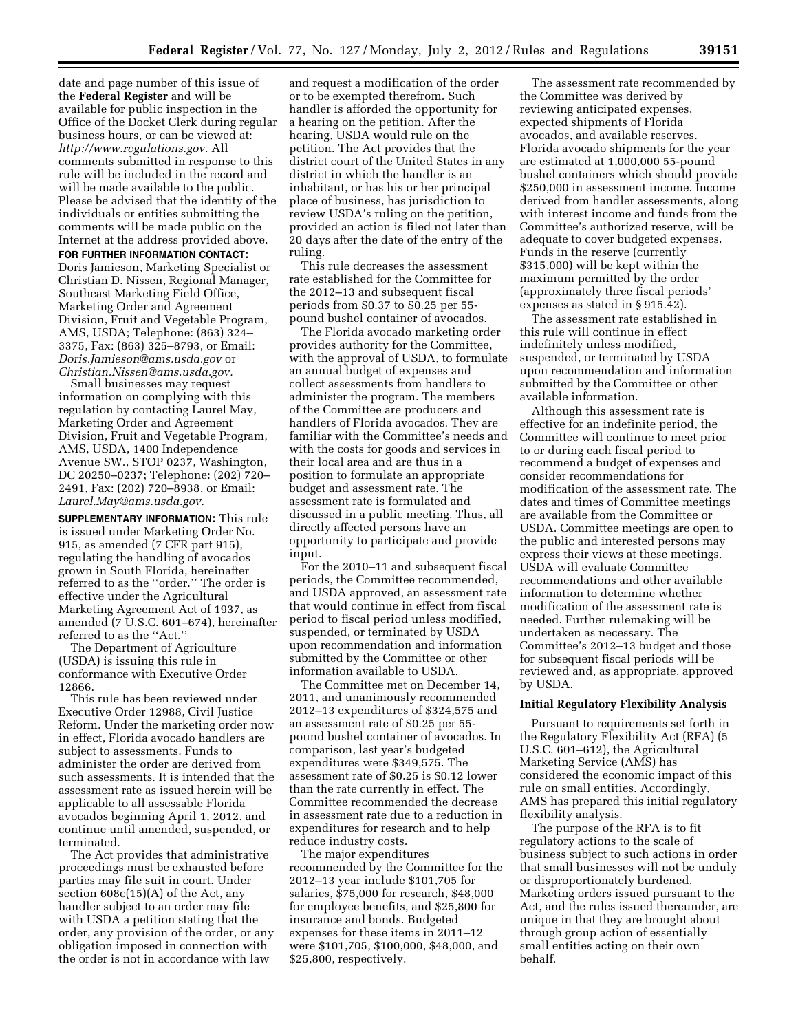date and page number of this issue of the **Federal Register** and will be available for public inspection in the Office of the Docket Clerk during regular business hours, or can be viewed at: *http://www.regulations.gov.* All comments submitted in response to this rule will be included in the record and will be made available to the public. Please be advised that the identity of the individuals or entities submitting the comments will be made public on the Internet at the address provided above.

**FOR FURTHER INFORMATION CONTACT:** Doris Jamieson, Marketing Specialist or Christian D. Nissen, Regional Manager, Southeast Marketing Field Office, Marketing Order and Agreement Division, Fruit and Vegetable Program, AMS, USDA; Telephone: (863) 324–3375, Fax: (863) 325–8793, or Email: *Doris.Jamieson@ams.usda.gov* or *Christian.Nissen@ams.usda.gov.*

Small businesses may request information on complying with this regulation by contacting Laurel May, Marketing Order and Agreement Division, Fruit and Vegetable Program, AMS, USDA, 1400 Independence Avenue SW., STOP 0237, Washington, DC 20250–0237; Telephone: (202) 720–2491, Fax: (202) 720–8938, or Email: *Laurel.May@ams.usda.gov.*

**SUPPLEMENTARY INFORMATION:** This rule is issued under Marketing Order No. 915, as amended (7 CFR part 915), regulating the handling of avocados grown in South Florida, hereinafter referred to as the ''order.'' The order is effective under the Agricultural Marketing Agreement Act of 1937, as amended (7 U.S.C. 601–674), hereinafter referred to as the ''Act.''

The Department of Agriculture (USDA) is issuing this rule in conformance with Executive Order 12866.

This rule has been reviewed under Executive Order 12988, Civil Justice Reform. Under the marketing order now in effect, Florida avocado handlers are subject to assessments. Funds to administer the order are derived from such assessments. It is intended that the assessment rate as issued herein will be applicable to all assessable Florida avocados beginning April 1, 2012, and continue until amended, suspended, or terminated.

The Act provides that administrative proceedings must be exhausted before parties may file suit in court. Under section 608c(15)(A) of the Act, any handler subject to an order may file with USDA a petition stating that the order, any provision of the order, or any obligation imposed in connection with the order is not in accordance with law and request a modification of the order or to be exempted therefrom. Such handler is afforded the opportunity for a hearing on the petition. After the hearing, USDA would rule on the petition. The Act provides that the district court of the United States in any district in which the handler is an inhabitant, or has his or her principal place of business, has jurisdiction to review USDA's ruling on the petition, provided an action is filed not later than 20 days after the date of the entry of the ruling.

This rule decreases the assessment rate established for the Committee for the 2012–13 and subsequent fiscal periods from $0.37 to $0.25 per 55-pound bushel container of avocados.

The Florida avocado marketing order provides authority for the Committee, with the approval of USDA, to formulate an annual budget of expenses and collect assessments from handlers to administer the program. The members of the Committee are producers and handlers of Florida avocados. They are familiar with the Committee's needs and with the costs for goods and services in their local area and are thus in a position to formulate an appropriate budget and assessment rate. The assessment rate is formulated and discussed in a public meeting. Thus, all directly affected persons have an opportunity to participate and provide input.

For the 2010–11 and subsequent fiscal periods, the Committee recommended, and USDA approved, an assessment rate that would continue in effect from fiscal period to fiscal period unless modified, suspended, or terminated by USDA upon recommendation and information submitted by the Committee or other information available to USDA.

The Committee met on December 14, 2011, and unanimously recommended 2012–13 expenditures of $324,575 and an assessment rate of $0.25 per 55-pound bushel container of avocados. In comparison, last year's budgeted expenditures were $349,575. The assessment rate of $0.25 is $0.12 lower than the rate currently in effect. The Committee recommended the decrease in assessment rate due to a reduction in expenditures for research and to help reduce industry costs.

The major expenditures recommended by the Committee for the 2012–13 year include $101,705 for salaries, $75,000 for research, $48,000 for employee benefits, and $25,800 for insurance and bonds. Budgeted expenses for these items in 2011–12 were $101,705, $100,000, $48,000, and $25,800, respectively.

The assessment rate recommended by the Committee was derived by reviewing anticipated expenses, expected shipments of Florida avocados, and available reserves. Florida avocado shipments for the year are estimated at 1,000,000 55-pound bushel containers which should provide $250,000 in assessment income. Income derived from handler assessments, along with interest income and funds from the Committee's authorized reserve, will be adequate to cover budgeted expenses. Funds in the reserve (currently $315,000) will be kept within the maximum permitted by the order (approximately three fiscal periods' expenses as stated in § 915.42).

The assessment rate established in this rule will continue in effect indefinitely unless modified, suspended, or terminated by USDA upon recommendation and information submitted by the Committee or other available information.

Although this assessment rate is effective for an indefinite period, the Committee will continue to meet prior to or during each fiscal period to recommend a budget of expenses and consider recommendations for modification of the assessment rate. The dates and times of Committee meetings are available from the Committee or USDA. Committee meetings are open to the public and interested persons may express their views at these meetings. USDA will evaluate Committee recommendations and other available information to determine whether modification of the assessment rate is needed. Further rulemaking will be undertaken as necessary. The Committee's 2012–13 budget and those for subsequent fiscal periods will be reviewed and, as appropriate, approved by USDA.

**Initial Regulatory Flexibility Analysis**

Pursuant to requirements set forth in the Regulatory Flexibility Act (RFA) (5 U.S.C. 601–612), the Agricultural Marketing Service (AMS) has considered the economic impact of this rule on small entities. Accordingly, AMS has prepared this initial regulatory flexibility analysis.

The purpose of the RFA is to fit regulatory actions to the scale of business subject to such actions in order that small businesses will not be unduly or disproportionately burdened. Marketing orders issued pursuant to the Act, and the rules issued thereunder, are unique in that they are brought about through group action of essentially small entities acting on their own behalf.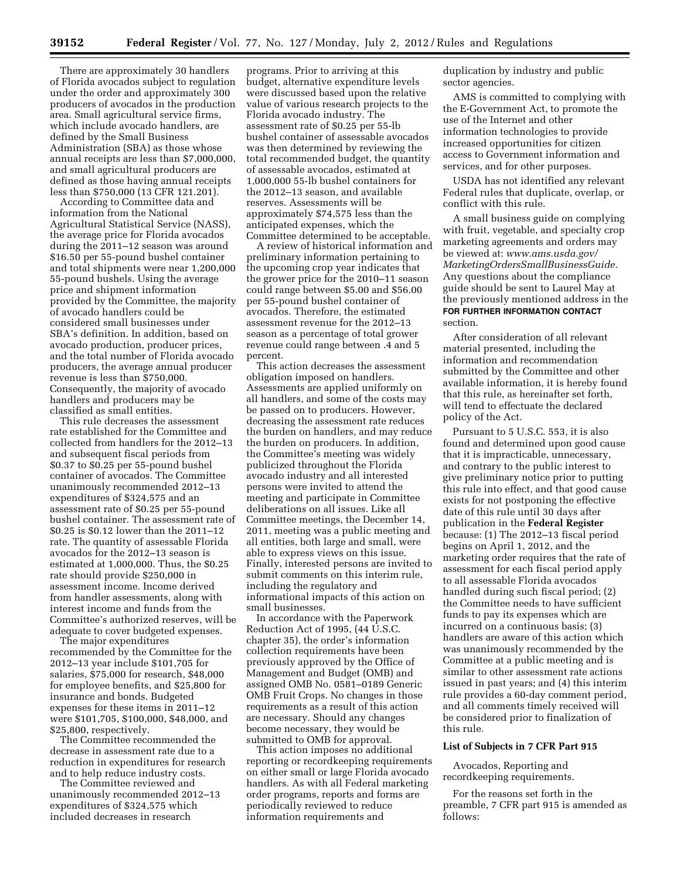There are approximately 30 handlers of Florida avocados subject to regulation under the order and approximately 300 producers of avocados in the production area. Small agricultural service firms, which include avocado handlers, are defined by the Small Business Administration (SBA) as those whose annual receipts are less than $7,000,000, and small agricultural producers are defined as those having annual receipts less than $750,000 (13 CFR 121.201).

According to Committee data and information from the National Agricultural Statistical Service (NASS), the average price for Florida avocados during the 2011–12 season was around $16.50 per 55-pound bushel container and total shipments were near 1,200,000 55-pound bushels. Using the average price and shipment information provided by the Committee, the majority of avocado handlers could be considered small businesses under SBA's definition. In addition, based on avocado production, producer prices, and the total number of Florida avocado producers, the average annual producer revenue is less than $750,000. Consequently, the majority of avocado handlers and producers may be classified as small entities.

This rule decreases the assessment rate established for the Committee and collected from handlers for the 2012–13 and subsequent fiscal periods from $0.37 to $0.25 per 55-pound bushel container of avocados. The Committee unanimously recommended 2012–13 expenditures of $324,575 and an assessment rate of $0.25 per 55-pound bushel container. The assessment rate of $0.25 is $0.12 lower than the 2011–12 rate. The quantity of assessable Florida avocados for the 2012–13 season is estimated at 1,000,000. Thus, the $0.25 rate should provide $250,000 in assessment income. Income derived from handler assessments, along with interest income and funds from the Committee's authorized reserves, will be adequate to cover budgeted expenses.

The major expenditures recommended by the Committee for the 2012–13 year include $101,705 for salaries, $75,000 for research, $48,000 for employee benefits, and $25,800 for insurance and bonds. Budgeted expenses for these items in 2011–12 were $101,705, $100,000, $48,000, and $25,800, respectively.

The Committee recommended the decrease in assessment rate due to a reduction in expenditures for research and to help reduce industry costs.

The Committee reviewed and unanimously recommended 2012–13 expenditures of $324,575 which included decreases in research programs. Prior to arriving at this budget, alternative expenditure levels were discussed based upon the relative value of various research projects to the Florida avocado industry. The assessment rate of $0.25 per 55-lb bushel container of assessable avocados was then determined by reviewing the total recommended budget, the quantity of assessable avocados, estimated at 1,000,000 55-lb bushel containers for the 2012–13 season, and available reserves. Assessments will be approximately $74,575 less than the anticipated expenses, which the Committee determined to be acceptable.

A review of historical information and preliminary information pertaining to the upcoming crop year indicates that the grower price for the 2010–11 season could range between $5.00 and $56.00 per 55-pound bushel container of avocados. Therefore, the estimated assessment revenue for the 2012–13 season as a percentage of total grower revenue could range between .4 and 5 percent.

This action decreases the assessment obligation imposed on handlers. Assessments are applied uniformly on all handlers, and some of the costs may be passed on to producers. However, decreasing the assessment rate reduces the burden on handlers, and may reduce the burden on producers. In addition, the Committee's meeting was widely publicized throughout the Florida avocado industry and all interested persons were invited to attend the meeting and participate in Committee deliberations on all issues. Like all Committee meetings, the December 14, 2011, meeting was a public meeting and all entities, both large and small, were able to express views on this issue. Finally, interested persons are invited to submit comments on this interim rule, including the regulatory and informational impacts of this action on small businesses.

In accordance with the Paperwork Reduction Act of 1995, (44 U.S.C. chapter 35), the order's information collection requirements have been previously approved by the Office of Management and Budget (OMB) and assigned OMB No. 0581–0189 Generic OMB Fruit Crops. No changes in those requirements as a result of this action are necessary. Should any changes become necessary, they would be submitted to OMB for approval.

This action imposes no additional reporting or recordkeeping requirements on either small or large Florida avocado handlers. As with all Federal marketing order programs, reports and forms are periodically reviewed to reduce information requirements and duplication by industry and public sector agencies.

AMS is committed to complying with the E-Government Act, to promote the use of the Internet and other information technologies to provide increased opportunities for citizen access to Government information and services, and for other purposes.

USDA has not identified any relevant Federal rules that duplicate, overlap, or conflict with this rule.

A small business guide on complying with fruit, vegetable, and specialty crop marketing agreements and orders may be viewed at: *www.ams.usda.gov/MarketingOrdersSmallBusinessGuide.* Any questions about the compliance guide should be sent to Laurel May at the previously mentioned address in the **FOR FURTHER INFORMATION CONTACT** section.

After consideration of all relevant material presented, including the information and recommendation submitted by the Committee and other available information, it is hereby found that this rule, as hereinafter set forth, will tend to effectuate the declared policy of the Act.

Pursuant to 5 U.S.C. 553, it is also found and determined upon good cause that it is impracticable, unnecessary, and contrary to the public interest to give preliminary notice prior to putting this rule into effect, and that good cause exists for not postponing the effective date of this rule until 30 days after publication in the **Federal Register** because: (1) The 2012–13 fiscal period begins on April 1, 2012, and the marketing order requires that the rate of assessment for each fiscal period apply to all assessable Florida avocados handled during such fiscal period; (2) the Committee needs to have sufficient funds to pay its expenses which are incurred on a continuous basis; (3) handlers are aware of this action which was unanimously recommended by the Committee at a public meeting and is similar to other assessment rate actions issued in past years; and (4) this interim rule provides a 60-day comment period, and all comments timely received will be considered prior to finalization of this rule.

**List of Subjects in 7 CFR Part 915**

Avocados, Reporting and recordkeeping requirements.

For the reasons set forth in the preamble, 7 CFR part 915 is amended as follows: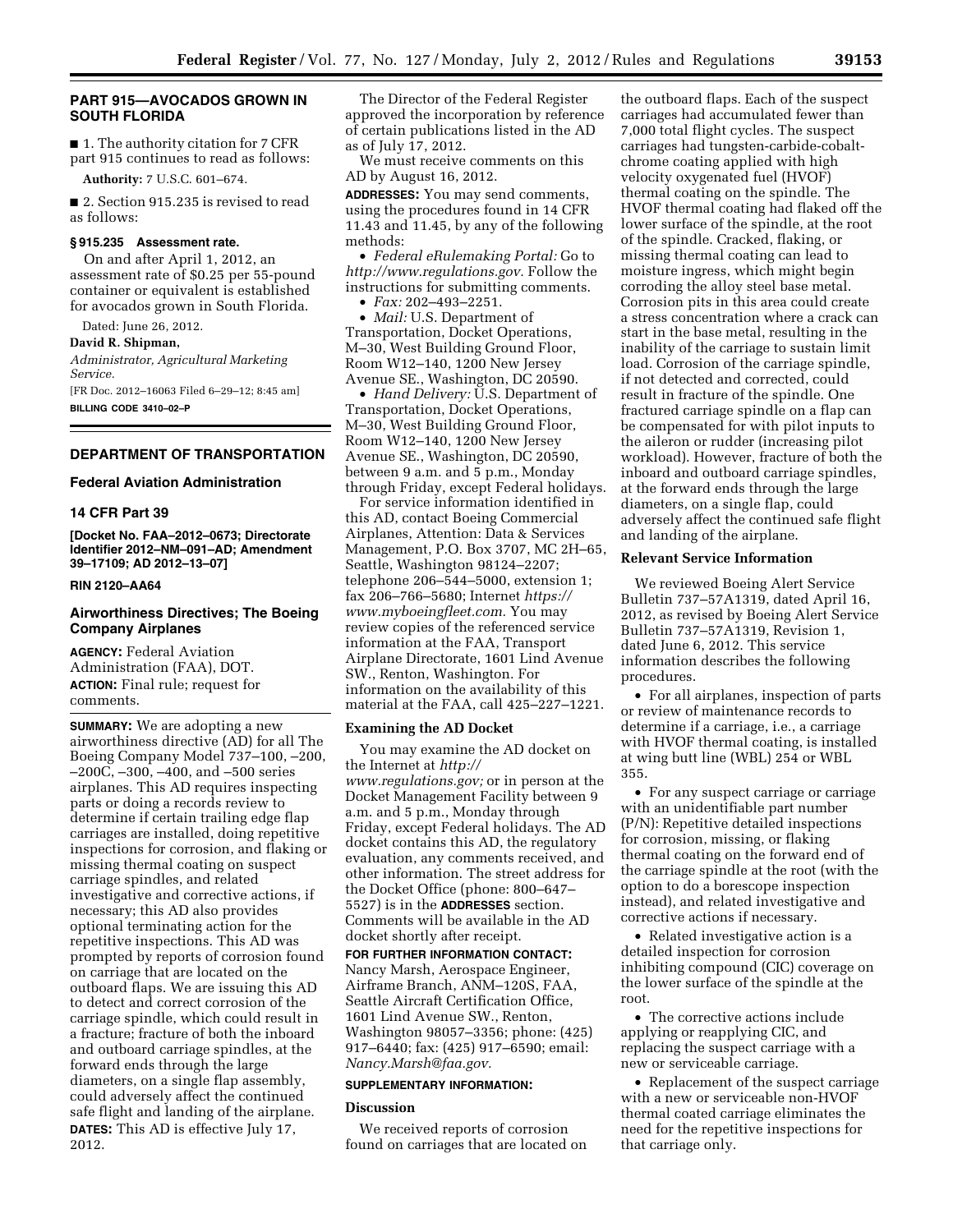## PART 915—AVOCADOS GROWN IN SOUTH FLORIDA

■ 1. The authority citation for 7 CFR part 915 continues to read as follows:

**Authority:** 7 U.S.C. 601–674.

■ 2. Section 915.235 is revised to read as follows:

### § 915.235 Assessment rate.

On and after April 1, 2012, an assessment rate of $0.25 per 55-pound container or equivalent is established for avocados grown in South Florida.

Dated: June 26, 2012.

**David R. Shipman,**

*Administrator, Agricultural Marketing Service.*

[FR Doc. 2012–16063 Filed 6–29–12; 8:45 am]

**BILLING CODE 3410–02–P**

---

## DEPARTMENT OF TRANSPORTATION

### Federal Aviation Administration

### 14 CFR Part 39

**[Docket No. FAA–2012–0673; Directorate Identifier 2012–NM–091–AD; Amendment 39–17109; AD 2012–13–07]**

**RIN 2120–AA64**

### Airworthiness Directives; The Boeing Company Airplanes

**AGENCY:** Federal Aviation Administration (FAA), DOT.

**ACTION:** Final rule; request for comments.

**SUMMARY:** We are adopting a new airworthiness directive (AD) for all The Boeing Company Model 737–100, –200, –200C, –300, –400, and –500 series airplanes. This AD requires inspecting parts or doing a records review to determine if certain trailing edge flap carriages are installed, doing repetitive inspections for corrosion, and flaking or missing thermal coating on suspect carriage spindles, and related investigative and corrective actions, if necessary; this AD also provides optional terminating action for the repetitive inspections. This AD was prompted by reports of corrosion found on carriage that are located on the outboard flaps. We are issuing this AD to detect and correct corrosion of the carriage spindle, which could result in a fracture; fracture of both the inboard and outboard carriage spindles, at the forward ends through the large diameters, on a single flap assembly, could adversely affect the continued safe flight and landing of the airplane.

**DATES:** This AD is effective July 17, 2012.

The Director of the Federal Register approved the incorporation by reference of certain publications listed in the AD as of July 17, 2012.

We must receive comments on this AD by August 16, 2012.

**ADDRESSES:** You may send comments, using the procedures found in 14 CFR 11.43 and 11.45, by any of the following methods:

- *Federal eRulemaking Portal:* Go to *http://www.regulations.gov.* Follow the instructions for submitting comments.
- *Fax:* 202–493–2251.
- *Mail:* U.S. Department of Transportation, Docket Operations, M–30, West Building Ground Floor, Room W12–140, 1200 New Jersey Avenue SE., Washington, DC 20590.
- *Hand Delivery:* U.S. Department of Transportation, Docket Operations, M–30, West Building Ground Floor, Room W12–140, 1200 New Jersey Avenue SE., Washington, DC 20590, between 9 a.m. and 5 p.m., Monday through Friday, except Federal holidays.

For service information identified in this AD, contact Boeing Commercial Airplanes, Attention: Data & Services Management, P.O. Box 3707, MC 2H–65, Seattle, Washington 98124–2207; telephone 206–544–5000, extension 1; fax 206–766–5680; Internet *https://www.myboeingfleet.com.* You may review copies of the referenced service information at the FAA, Transport Airplane Directorate, 1601 Lind Avenue SW., Renton, Washington. For information on the availability of this material at the FAA, call 425–227–1221.

### Examining the AD Docket

You may examine the AD docket on the Internet at *http://www.regulations.gov;* or in person at the Docket Management Facility between 9 a.m. and 5 p.m., Monday through Friday, except Federal holidays. The AD docket contains this AD, the regulatory evaluation, any comments received, and other information. The street address for the Docket Office (phone: 800–647–5527) is in the **ADDRESSES** section. Comments will be available in the AD docket shortly after receipt.

**FOR FURTHER INFORMATION CONTACT:** Nancy Marsh, Aerospace Engineer, Airframe Branch, ANM–120S, FAA, Seattle Aircraft Certification Office, 1601 Lind Avenue SW., Renton, Washington 98057–3356; phone: (425) 917–6440; fax: (425) 917–6590; email: *Nancy.Marsh@faa.gov.*

**SUPPLEMENTARY INFORMATION:**

### Discussion

We received reports of corrosion found on carriages that are located on the outboard flaps. Each of the suspect carriages had accumulated fewer than 7,000 total flight cycles. The suspect carriages had tungsten-carbide-cobalt-chrome coating applied with high velocity oxygenated fuel (HVOF) thermal coating on the spindle. The HVOF thermal coating had flaked off the lower surface of the spindle, at the root of the spindle. Cracked, flaking, or missing thermal coating can lead to moisture ingress, which might begin corroding the alloy steel base metal. Corrosion pits in this area could create a stress concentration where a crack can start in the base metal, resulting in the inability of the carriage to sustain limit load. Corrosion of the carriage spindle, if not detected and corrected, could result in fracture of the spindle. One fractured carriage spindle on a flap can be compensated for with pilot inputs to the aileron or rudder (increasing pilot workload). However, fracture of both the inboard and outboard carriage spindles, at the forward ends through the large diameters, on a single flap, could adversely affect the continued safe flight and landing of the airplane.

### Relevant Service Information

We reviewed Boeing Alert Service Bulletin 737–57A1319, dated April 16, 2012, as revised by Boeing Alert Service Bulletin 737–57A1319, Revision 1, dated June 6, 2012. This service information describes the following procedures.

- For all airplanes, inspection of parts or review of maintenance records to determine if a carriage, i.e., a carriage with HVOF thermal coating, is installed at wing butt line (WBL) 254 or WBL 355.
- For any suspect carriage or carriage with an unidentifiable part number (P/N): Repetitive detailed inspections for corrosion, missing, or flaking thermal coating on the forward end of the carriage spindle at the root (with the option to do a borescope inspection instead), and related investigative and corrective actions if necessary.
- Related investigative action is a detailed inspection for corrosion inhibiting compound (CIC) coverage on the lower surface of the spindle at the root.
- The corrective actions include applying or reapplying CIC, and replacing the suspect carriage with a new or serviceable carriage.
- Replacement of the suspect carriage with a new or serviceable non-HVOF thermal coated carriage eliminates the need for the repetitive inspections for that carriage only.